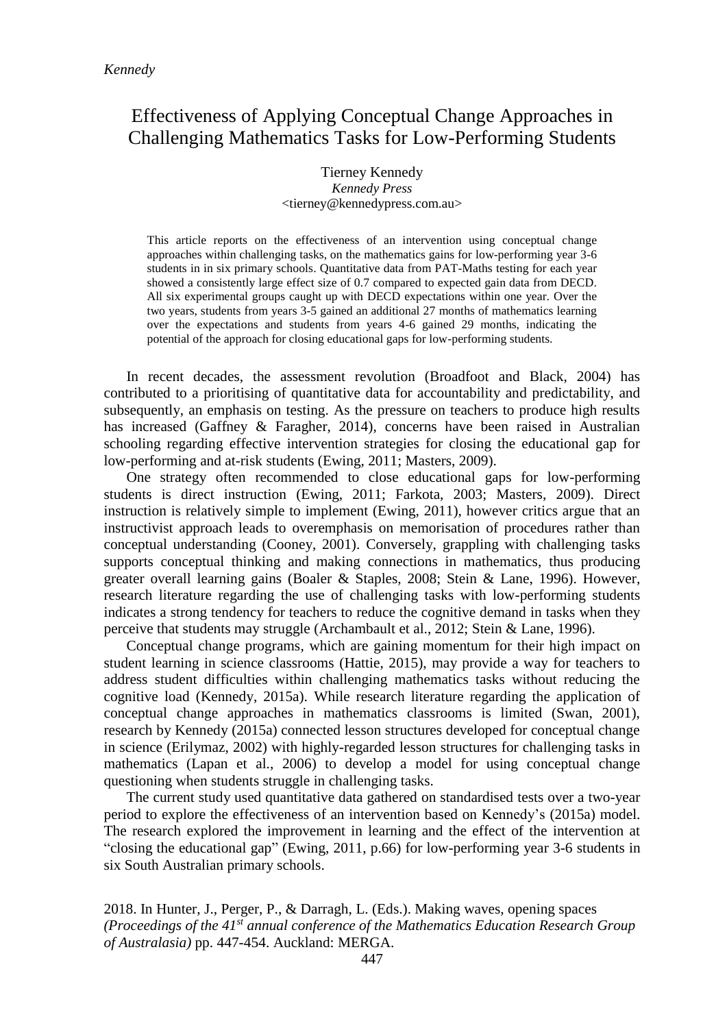# Effectiveness of Applying Conceptual Change Approaches in Challenging Mathematics Tasks for Low-Performing Students

Tierney Kennedy
*Kennedy Press*
<tierney@kennedypress.com.au>

This article reports on the effectiveness of an intervention using conceptual change approaches within challenging tasks, on the mathematics gains for low-performing year 3-6 students in in six primary schools. Quantitative data from PAT-Maths testing for each year showed a consistently large effect size of 0.7 compared to expected gain data from DECD. All six experimental groups caught up with DECD expectations within one year. Over the two years, students from years 3-5 gained an additional 27 months of mathematics learning over the expectations and students from years 4-6 gained 29 months, indicating the potential of the approach for closing educational gaps for low-performing students.

In recent decades, the assessment revolution (Broadfoot and Black, 2004) has contributed to a prioritising of quantitative data for accountability and predictability, and subsequently, an emphasis on testing. As the pressure on teachers to produce high results has increased (Gaffney & Faragher, 2014), concerns have been raised in Australian schooling regarding effective intervention strategies for closing the educational gap for low-performing and at-risk students (Ewing, 2011; Masters, 2009).

One strategy often recommended to close educational gaps for low-performing students is direct instruction (Ewing, 2011; Farkota, 2003; Masters, 2009). Direct instruction is relatively simple to implement (Ewing, 2011), however critics argue that an instructivist approach leads to overemphasis on memorisation of procedures rather than conceptual understanding (Cooney, 2001). Conversely, grappling with challenging tasks supports conceptual thinking and making connections in mathematics, thus producing greater overall learning gains (Boaler & Staples, 2008; Stein & Lane, 1996). However, research literature regarding the use of challenging tasks with low-performing students indicates a strong tendency for teachers to reduce the cognitive demand in tasks when they perceive that students may struggle (Archambault et al., 2012; Stein & Lane, 1996).

Conceptual change programs, which are gaining momentum for their high impact on student learning in science classrooms (Hattie, 2015), may provide a way for teachers to address student difficulties within challenging mathematics tasks without reducing the cognitive load (Kennedy, 2015a). While research literature regarding the application of conceptual change approaches in mathematics classrooms is limited (Swan, 2001), research by Kennedy (2015a) connected lesson structures developed for conceptual change in science (Erilymaz, 2002) with highly-regarded lesson structures for challenging tasks in mathematics (Lapan et al., 2006) to develop a model for using conceptual change questioning when students struggle in challenging tasks.

The current study used quantitative data gathered on standardised tests over a two-year period to explore the effectiveness of an intervention based on Kennedy's (2015a) model. The research explored the improvement in learning and the effect of the intervention at "closing the educational gap" (Ewing, 2011, p.66) for low-performing year 3-6 students in six South Australian primary schools.

2018. In Hunter, J., Perger, P., & Darragh, L. (Eds.). Making waves, opening spaces *(Proceedings of the 41st annual conference of the Mathematics Education Research Group of Australasia)* pp. 447-454. Auckland: MERGA.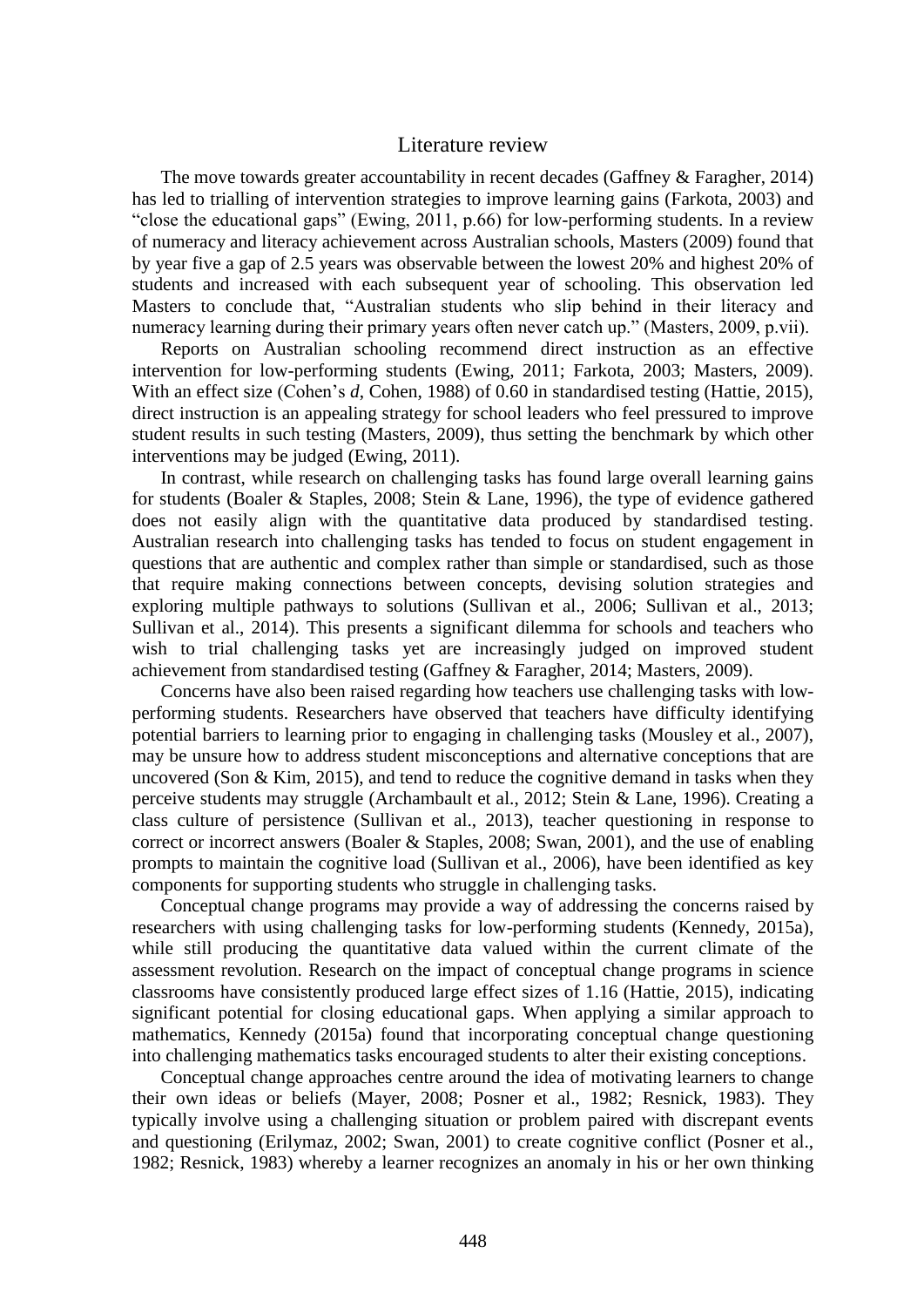## Literature review

The move towards greater accountability in recent decades (Gaffney & Faragher, 2014) has led to trialling of intervention strategies to improve learning gains (Farkota, 2003) and "close the educational gaps" (Ewing, 2011, p.66) for low-performing students. In a review of numeracy and literacy achievement across Australian schools, Masters (2009) found that by year five a gap of 2.5 years was observable between the lowest 20% and highest 20% of students and increased with each subsequent year of schooling. This observation led Masters to conclude that, "Australian students who slip behind in their literacy and numeracy learning during their primary years often never catch up." (Masters, 2009, p.vii).

Reports on Australian schooling recommend direct instruction as an effective intervention for low-performing students (Ewing, 2011; Farkota, 2003; Masters, 2009). With an effect size (Cohen's *d*, Cohen, 1988) of 0.60 in standardised testing (Hattie, 2015), direct instruction is an appealing strategy for school leaders who feel pressured to improve student results in such testing (Masters, 2009), thus setting the benchmark by which other interventions may be judged (Ewing, 2011).

In contrast, while research on challenging tasks has found large overall learning gains for students (Boaler & Staples, 2008; Stein & Lane, 1996), the type of evidence gathered does not easily align with the quantitative data produced by standardised testing. Australian research into challenging tasks has tended to focus on student engagement in questions that are authentic and complex rather than simple or standardised, such as those that require making connections between concepts, devising solution strategies and exploring multiple pathways to solutions (Sullivan et al., 2006; Sullivan et al., 2013; Sullivan et al., 2014). This presents a significant dilemma for schools and teachers who wish to trial challenging tasks yet are increasingly judged on improved student achievement from standardised testing (Gaffney & Faragher, 2014; Masters, 2009).

Concerns have also been raised regarding how teachers use challenging tasks with low-performing students. Researchers have observed that teachers have difficulty identifying potential barriers to learning prior to engaging in challenging tasks (Mousley et al., 2007), may be unsure how to address student misconceptions and alternative conceptions that are uncovered (Son & Kim, 2015), and tend to reduce the cognitive demand in tasks when they perceive students may struggle (Archambault et al., 2012; Stein & Lane, 1996). Creating a class culture of persistence (Sullivan et al., 2013), teacher questioning in response to correct or incorrect answers (Boaler & Staples, 2008; Swan, 2001), and the use of enabling prompts to maintain the cognitive load (Sullivan et al., 2006), have been identified as key components for supporting students who struggle in challenging tasks.

Conceptual change programs may provide a way of addressing the concerns raised by researchers with using challenging tasks for low-performing students (Kennedy, 2015a), while still producing the quantitative data valued within the current climate of the assessment revolution. Research on the impact of conceptual change programs in science classrooms have consistently produced large effect sizes of 1.16 (Hattie, 2015), indicating significant potential for closing educational gaps. When applying a similar approach to mathematics, Kennedy (2015a) found that incorporating conceptual change questioning into challenging mathematics tasks encouraged students to alter their existing conceptions.

Conceptual change approaches centre around the idea of motivating learners to change their own ideas or beliefs (Mayer, 2008; Posner et al., 1982; Resnick, 1983). They typically involve using a challenging situation or problem paired with discrepant events and questioning (Erilymaz, 2002; Swan, 2001) to create cognitive conflict (Posner et al., 1982; Resnick, 1983) whereby a learner recognizes an anomaly in his or her own thinking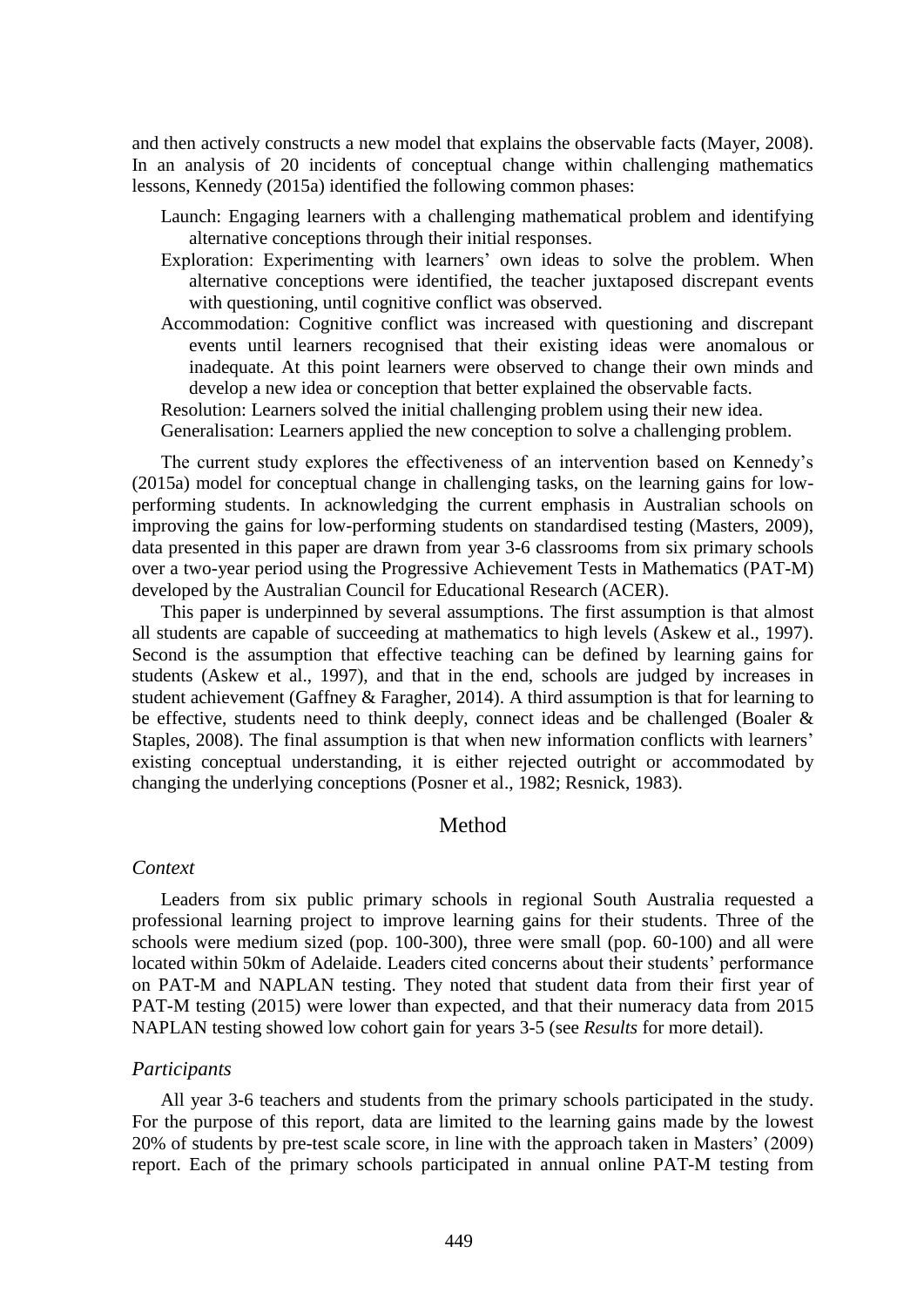and then actively constructs a new model that explains the observable facts (Mayer, 2008). In an analysis of 20 incidents of conceptual change within challenging mathematics lessons, Kennedy (2015a) identified the following common phases:

- Launch: Engaging learners with a challenging mathematical problem and identifying alternative conceptions through their initial responses.
- Exploration: Experimenting with learners' own ideas to solve the problem. When alternative conceptions were identified, the teacher juxtaposed discrepant events with questioning, until cognitive conflict was observed.
- Accommodation: Cognitive conflict was increased with questioning and discrepant events until learners recognised that their existing ideas were anomalous or inadequate. At this point learners were observed to change their own minds and develop a new idea or conception that better explained the observable facts.
- Resolution: Learners solved the initial challenging problem using their new idea.
- Generalisation: Learners applied the new conception to solve a challenging problem.

The current study explores the effectiveness of an intervention based on Kennedy's (2015a) model for conceptual change in challenging tasks, on the learning gains for low-performing students. In acknowledging the current emphasis in Australian schools on improving the gains for low-performing students on standardised testing (Masters, 2009), data presented in this paper are drawn from year 3-6 classrooms from six primary schools over a two-year period using the Progressive Achievement Tests in Mathematics (PAT-M) developed by the Australian Council for Educational Research (ACER).

This paper is underpinned by several assumptions. The first assumption is that almost all students are capable of succeeding at mathematics to high levels (Askew et al., 1997). Second is the assumption that effective teaching can be defined by learning gains for students (Askew et al., 1997), and that in the end, schools are judged by increases in student achievement (Gaffney & Faragher, 2014). A third assumption is that for learning to be effective, students need to think deeply, connect ideas and be challenged (Boaler & Staples, 2008). The final assumption is that when new information conflicts with learners' existing conceptual understanding, it is either rejected outright or accommodated by changing the underlying conceptions (Posner et al., 1982; Resnick, 1983).

## Method

### *Context*

Leaders from six public primary schools in regional South Australia requested a professional learning project to improve learning gains for their students. Three of the schools were medium sized (pop. 100-300), three were small (pop. 60-100) and all were located within 50km of Adelaide. Leaders cited concerns about their students' performance on PAT-M and NAPLAN testing. They noted that student data from their first year of PAT-M testing (2015) were lower than expected, and that their numeracy data from 2015 NAPLAN testing showed low cohort gain for years 3-5 (see *Results* for more detail).

### *Participants*

All year 3-6 teachers and students from the primary schools participated in the study. For the purpose of this report, data are limited to the learning gains made by the lowest 20% of students by pre-test scale score, in line with the approach taken in Masters' (2009) report. Each of the primary schools participated in annual online PAT-M testing from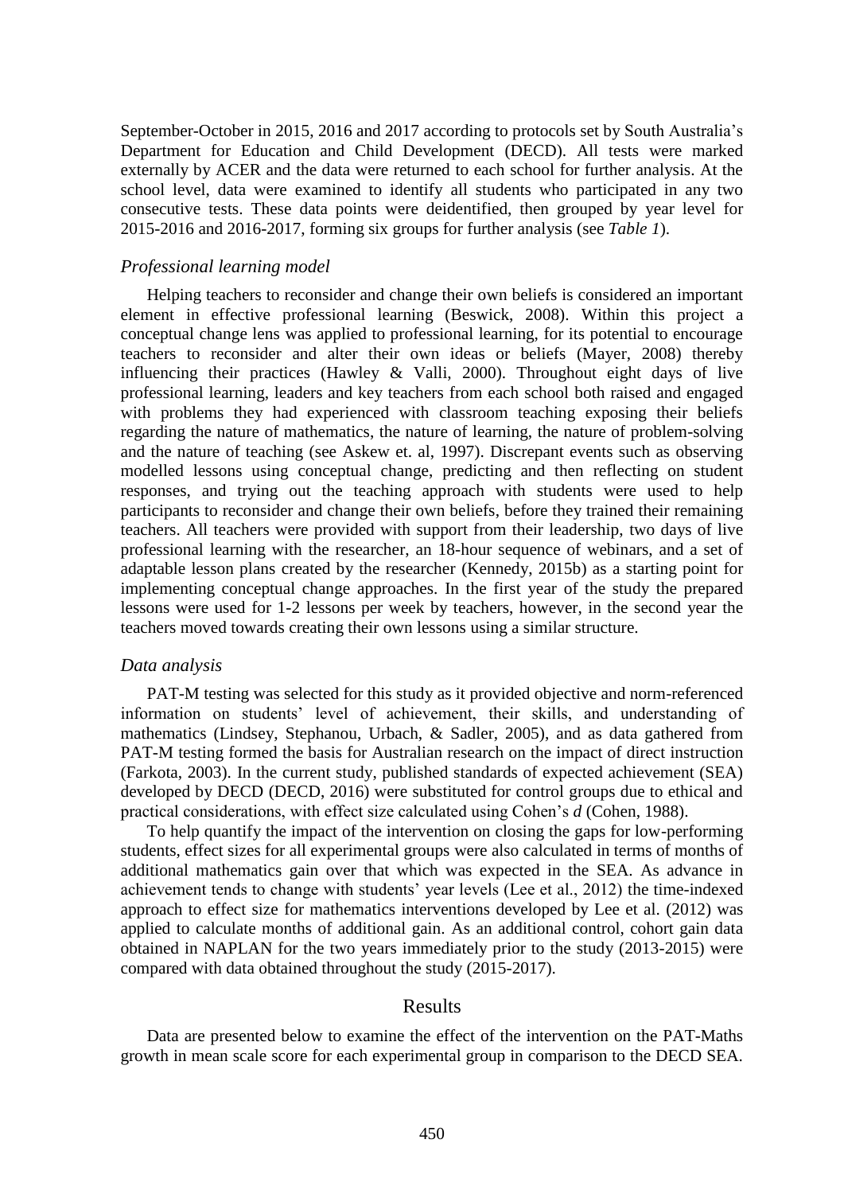September-October in 2015, 2016 and 2017 according to protocols set by South Australia's Department for Education and Child Development (DECD). All tests were marked externally by ACER and the data were returned to each school for further analysis. At the school level, data were examined to identify all students who participated in any two consecutive tests. These data points were deidentified, then grouped by year level for 2015-2016 and 2016-2017, forming six groups for further analysis (see *Table 1*).

### *Professional learning model*

Helping teachers to reconsider and change their own beliefs is considered an important element in effective professional learning (Beswick, 2008). Within this project a conceptual change lens was applied to professional learning, for its potential to encourage teachers to reconsider and alter their own ideas or beliefs (Mayer, 2008) thereby influencing their practices (Hawley & Valli, 2000). Throughout eight days of live professional learning, leaders and key teachers from each school both raised and engaged with problems they had experienced with classroom teaching exposing their beliefs regarding the nature of mathematics, the nature of learning, the nature of problem-solving and the nature of teaching (see Askew et. al, 1997). Discrepant events such as observing modelled lessons using conceptual change, predicting and then reflecting on student responses, and trying out the teaching approach with students were used to help participants to reconsider and change their own beliefs, before they trained their remaining teachers. All teachers were provided with support from their leadership, two days of live professional learning with the researcher, an 18-hour sequence of webinars, and a set of adaptable lesson plans created by the researcher (Kennedy, 2015b) as a starting point for implementing conceptual change approaches. In the first year of the study the prepared lessons were used for 1-2 lessons per week by teachers, however, in the second year the teachers moved towards creating their own lessons using a similar structure.

### *Data analysis*

PAT-M testing was selected for this study as it provided objective and norm-referenced information on students' level of achievement, their skills, and understanding of mathematics (Lindsey, Stephanou, Urbach, & Sadler, 2005), and as data gathered from PAT-M testing formed the basis for Australian research on the impact of direct instruction (Farkota, 2003). In the current study, published standards of expected achievement (SEA) developed by DECD (DECD, 2016) were substituted for control groups due to ethical and practical considerations, with effect size calculated using Cohen's $d$ (Cohen, 1988).

To help quantify the impact of the intervention on closing the gaps for low-performing students, effect sizes for all experimental groups were also calculated in terms of months of additional mathematics gain over that which was expected in the SEA. As advance in achievement tends to change with students' year levels (Lee et al., 2012) the time-indexed approach to effect size for mathematics interventions developed by Lee et al. (2012) was applied to calculate months of additional gain. As an additional control, cohort gain data obtained in NAPLAN for the two years immediately prior to the study (2013-2015) were compared with data obtained throughout the study (2015-2017).

## Results

Data are presented below to examine the effect of the intervention on the PAT-Maths growth in mean scale score for each experimental group in comparison to the DECD SEA.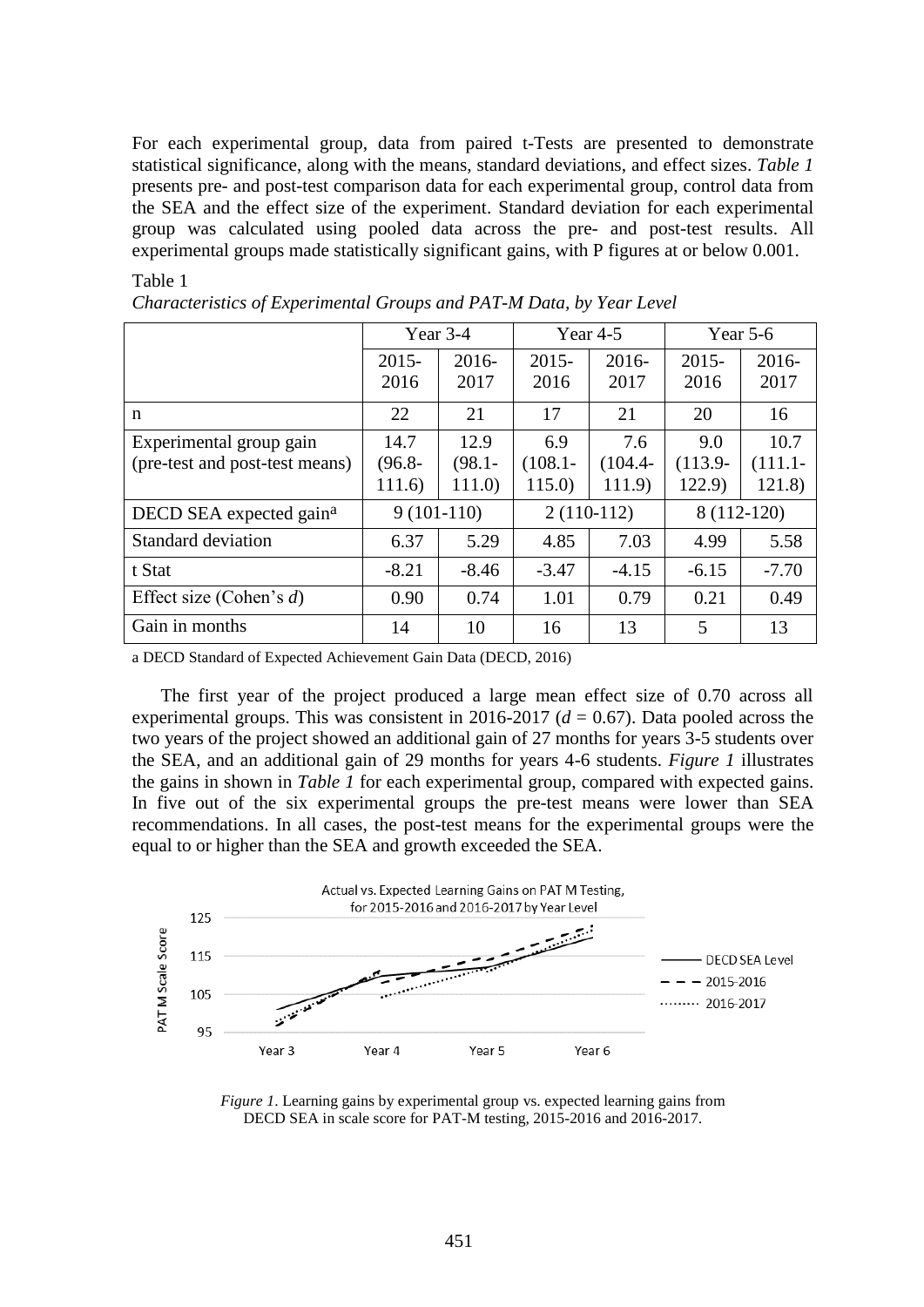For each experimental group, data from paired t-Tests are presented to demonstrate statistical significance, along with the means, standard deviations, and effect sizes. *Table 1* presents pre- and post-test comparison data for each experimental group, control data from the SEA and the effect size of the experiment. Standard deviation for each experimental group was calculated using pooled data across the pre- and post-test results. All experimental groups made statistically significant gains, with P figures at or below 0.001.

Table 1

*Characteristics of Experimental Groups and PAT-M Data, by Year Level*

| | Year 3-4 | | Year 4-5 | | Year 5-6 | |
|---|---|---|---|---|---|---|
| | 2015-2016 | 2016-2017 | 2015-2016 | 2016-2017 | 2015-2016 | 2016-2017 |
| n | 22 | 21 | 17 | 21 | 20 | 16 |
| Experimental group gain (pre-test and post-test means) | 14.7 (96.8-111.6) | 12.9 (98.1-111.0) | 6.9 (108.1-115.0) | 7.6 (104.4-111.9) | 9.0 (113.9-122.9) | 10.7 (111.1-121.8) |
| DECD SEA expected gain[a] | 9 (101-110) | | 2 (110-112) | | 8 (112-120) | |
| Standard deviation | 6.37 | 5.29 | 4.85 | 7.03 | 4.99 | 5.58 |
| t Stat | -8.21 | -8.46 | -3.47 | -4.15 | -6.15 | -7.70 |
| Effect size (Cohen's *d*) | 0.90 | 0.74 | 1.01 | 0.79 | 0.21 | 0.49 |
| Gain in months | 14 | 10 | 16 | 13 | 5 | 13 |

a DECD Standard of Expected Achievement Gain Data (DECD, 2016)

The first year of the project produced a large mean effect size of 0.70 across all experimental groups. This was consistent in 2016-2017 ($d = 0.67$). Data pooled across the two years of the project showed an additional gain of 27 months for years 3-5 students over the SEA, and an additional gain of 29 months for years 4-6 students. *Figure 1* illustrates the gains in shown in *Table 1* for each experimental group, compared with expected gains. In five out of the six experimental groups the pre-test means were lower than SEA recommendations. In all cases, the post-test means for the experimental groups were the equal to or higher than the SEA and growth exceeded the SEA.

*Figure 1*. Learning gains by experimental group vs. expected learning gains from DECD SEA in scale score for PAT-M testing, 2015-2016 and 2016-2017.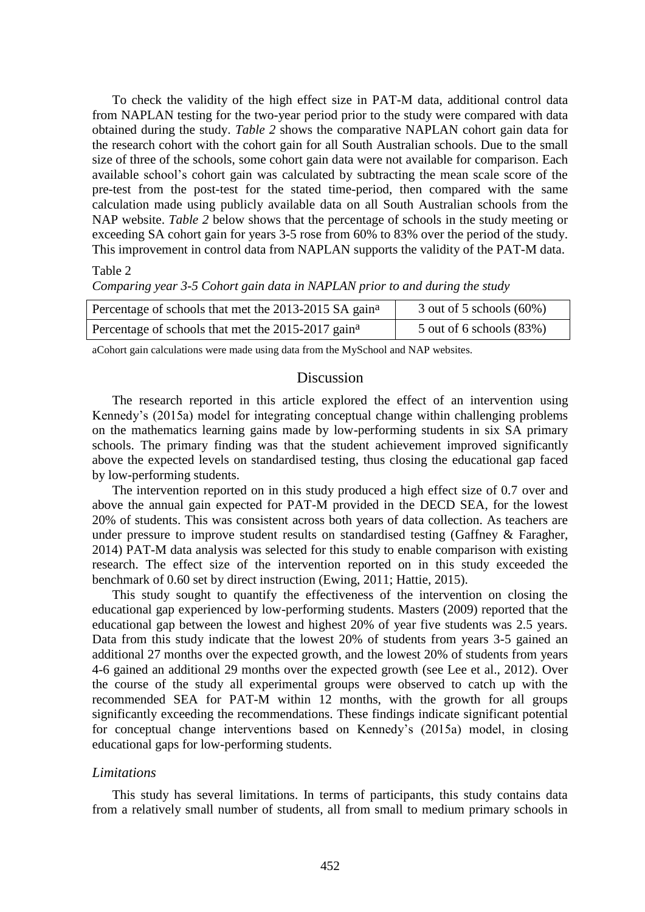To check the validity of the high effect size in PAT-M data, additional control data from NAPLAN testing for the two-year period prior to the study were compared with data obtained during the study. *Table 2* shows the comparative NAPLAN cohort gain data for the research cohort with the cohort gain for all South Australian schools. Due to the small size of three of the schools, some cohort gain data were not available for comparison. Each available school's cohort gain was calculated by subtracting the mean scale score of the pre-test from the post-test for the stated time-period, then compared with the same calculation made using publicly available data on all South Australian schools from the NAP website. *Table 2* below shows that the percentage of schools in the study meeting or exceeding SA cohort gain for years 3-5 rose from 60% to 83% over the period of the study. This improvement in control data from NAPLAN supports the validity of the PAT-M data.

Table 2

*Comparing year 3-5 Cohort gain data in NAPLAN prior to and during the study*

| | |
|---|---|
| Percentage of schools that met the 2013-2015 SA gain[a] | 3 out of 5 schools (60%) |
| Percentage of schools that met the 2015-2017 gain[a] | 5 out of 6 schools (83%) |

[a]Cohort gain calculations were made using data from the MySchool and NAP websites.

## Discussion

The research reported in this article explored the effect of an intervention using Kennedy's (2015a) model for integrating conceptual change within challenging problems on the mathematics learning gains made by low-performing students in six SA primary schools. The primary finding was that the student achievement improved significantly above the expected levels on standardised testing, thus closing the educational gap faced by low-performing students.

The intervention reported on in this study produced a high effect size of 0.7 over and above the annual gain expected for PAT-M provided in the DECD SEA, for the lowest 20% of students. This was consistent across both years of data collection. As teachers are under pressure to improve student results on standardised testing (Gaffney & Faragher, 2014) PAT-M data analysis was selected for this study to enable comparison with existing research. The effect size of the intervention reported on in this study exceeded the benchmark of 0.60 set by direct instruction (Ewing, 2011; Hattie, 2015).

This study sought to quantify the effectiveness of the intervention on closing the educational gap experienced by low-performing students. Masters (2009) reported that the educational gap between the lowest and highest 20% of year five students was 2.5 years. Data from this study indicate that the lowest 20% of students from years 3-5 gained an additional 27 months over the expected growth, and the lowest 20% of students from years 4-6 gained an additional 29 months over the expected growth (see Lee et al., 2012). Over the course of the study all experimental groups were observed to catch up with the recommended SEA for PAT-M within 12 months, with the growth for all groups significantly exceeding the recommendations. These findings indicate significant potential for conceptual change interventions based on Kennedy's (2015a) model, in closing educational gaps for low-performing students.

### *Limitations*

This study has several limitations. In terms of participants, this study contains data from a relatively small number of students, all from small to medium primary schools in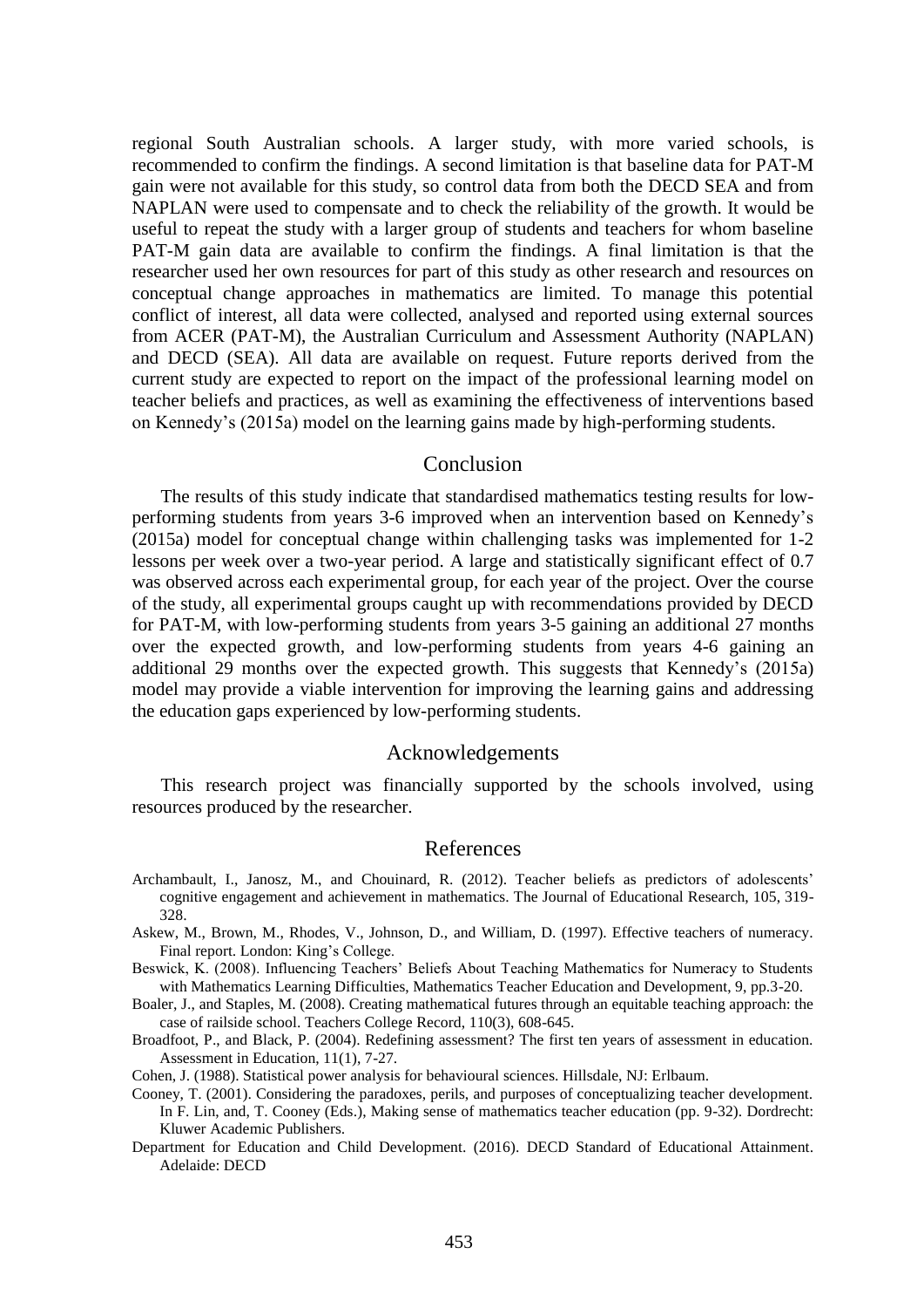regional South Australian schools. A larger study, with more varied schools, is recommended to confirm the findings. A second limitation is that baseline data for PAT-M gain were not available for this study, so control data from both the DECD SEA and from NAPLAN were used to compensate and to check the reliability of the growth. It would be useful to repeat the study with a larger group of students and teachers for whom baseline PAT-M gain data are available to confirm the findings. A final limitation is that the researcher used her own resources for part of this study as other research and resources on conceptual change approaches in mathematics are limited. To manage this potential conflict of interest, all data were collected, analysed and reported using external sources from ACER (PAT-M), the Australian Curriculum and Assessment Authority (NAPLAN) and DECD (SEA). All data are available on request. Future reports derived from the current study are expected to report on the impact of the professional learning model on teacher beliefs and practices, as well as examining the effectiveness of interventions based on Kennedy's (2015a) model on the learning gains made by high-performing students.

## Conclusion

The results of this study indicate that standardised mathematics testing results for low-performing students from years 3-6 improved when an intervention based on Kennedy's (2015a) model for conceptual change within challenging tasks was implemented for 1-2 lessons per week over a two-year period. A large and statistically significant effect of 0.7 was observed across each experimental group, for each year of the project. Over the course of the study, all experimental groups caught up with recommendations provided by DECD for PAT-M, with low-performing students from years 3-5 gaining an additional 27 months over the expected growth, and low-performing students from years 4-6 gaining an additional 29 months over the expected growth. This suggests that Kennedy's (2015a) model may provide a viable intervention for improving the learning gains and addressing the education gaps experienced by low-performing students.

## Acknowledgements

This research project was financially supported by the schools involved, using resources produced by the researcher.

## References

Archambault, I., Janosz, M., and Chouinard, R. (2012). Teacher beliefs as predictors of adolescents' cognitive engagement and achievement in mathematics. The Journal of Educational Research, 105, 319-328.

Askew, M., Brown, M., Rhodes, V., Johnson, D., and William, D. (1997). Effective teachers of numeracy. Final report. London: King's College.

Beswick, K. (2008). Influencing Teachers' Beliefs About Teaching Mathematics for Numeracy to Students with Mathematics Learning Difficulties, Mathematics Teacher Education and Development, 9, pp.3-20.

Boaler, J., and Staples, M. (2008). Creating mathematical futures through an equitable teaching approach: the case of railside school. Teachers College Record, 110(3), 608-645.

Broadfoot, P., and Black, P. (2004). Redefining assessment? The first ten years of assessment in education. Assessment in Education, 11(1), 7-27.

Cohen, J. (1988). Statistical power analysis for behavioural sciences. Hillsdale, NJ: Erlbaum.

Cooney, T. (2001). Considering the paradoxes, perils, and purposes of conceptualizing teacher development. In F. Lin, and, T. Cooney (Eds.), Making sense of mathematics teacher education (pp. 9-32). Dordrecht: Kluwer Academic Publishers.

Department for Education and Child Development. (2016). DECD Standard of Educational Attainment. Adelaide: DECD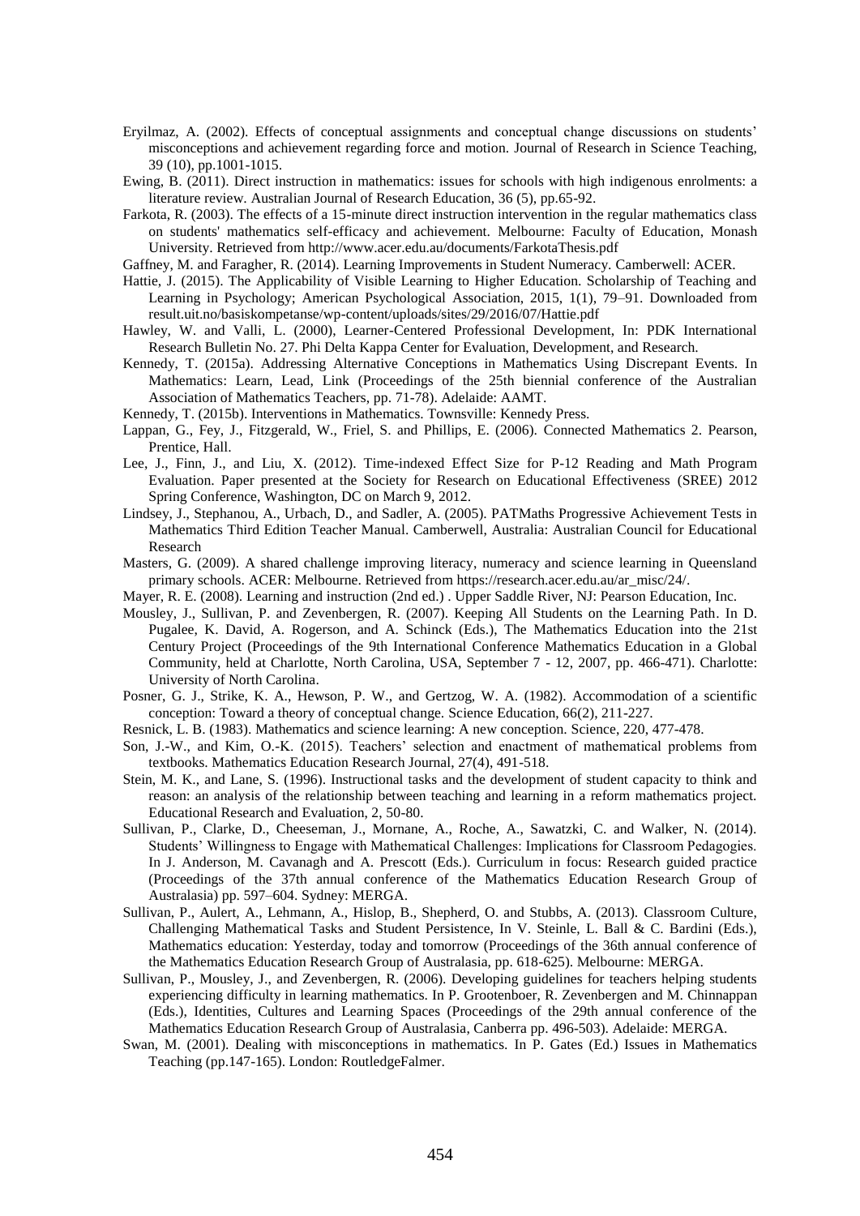Eryilmaz, A. (2002). Effects of conceptual assignments and conceptual change discussions on students' misconceptions and achievement regarding force and motion. Journal of Research in Science Teaching, 39 (10), pp.1001-1015.

Ewing, B. (2011). Direct instruction in mathematics: issues for schools with high indigenous enrolments: a literature review. Australian Journal of Research Education, 36 (5), pp.65-92.

Farkota, R. (2003). The effects of a 15-minute direct instruction intervention in the regular mathematics class on students' mathematics self-efficacy and achievement. Melbourne: Faculty of Education, Monash University. Retrieved from http://www.acer.edu.au/documents/FarkotaThesis.pdf

Gaffney, M. and Faragher, R. (2014). Learning Improvements in Student Numeracy. Camberwell: ACER.

Hattie, J. (2015). The Applicability of Visible Learning to Higher Education. Scholarship of Teaching and Learning in Psychology; American Psychological Association, 2015, 1(1), 79–91. Downloaded from result.uit.no/basiskompetanse/wp-content/uploads/sites/29/2016/07/Hattie.pdf

Hawley, W. and Valli, L. (2000), Learner-Centered Professional Development, In: PDK International Research Bulletin No. 27. Phi Delta Kappa Center for Evaluation, Development, and Research.

Kennedy, T. (2015a). Addressing Alternative Conceptions in Mathematics Using Discrepant Events. In Mathematics: Learn, Lead, Link (Proceedings of the 25th biennial conference of the Australian Association of Mathematics Teachers, pp. 71-78). Adelaide: AAMT.

Kennedy, T. (2015b). Interventions in Mathematics. Townsville: Kennedy Press.

Lappan, G., Fey, J., Fitzgerald, W., Friel, S. and Phillips, E. (2006). Connected Mathematics 2. Pearson, Prentice, Hall.

Lee, J., Finn, J., and Liu, X. (2012). Time-indexed Effect Size for P-12 Reading and Math Program Evaluation. Paper presented at the Society for Research on Educational Effectiveness (SREE) 2012 Spring Conference, Washington, DC on March 9, 2012.

Lindsey, J., Stephanou, A., Urbach, D., and Sadler, A. (2005). PATMaths Progressive Achievement Tests in Mathematics Third Edition Teacher Manual. Camberwell, Australia: Australian Council for Educational Research

Masters, G. (2009). A shared challenge improving literacy, numeracy and science learning in Queensland primary schools. ACER: Melbourne. Retrieved from https://research.acer.edu.au/ar_misc/24/.

Mayer, R. E. (2008). Learning and instruction (2nd ed.) . Upper Saddle River, NJ: Pearson Education, Inc.

Mousley, J., Sullivan, P. and Zevenbergen, R. (2007). Keeping All Students on the Learning Path. In D. Pugalee, K. David, A. Rogerson, and A. Schinck (Eds.), The Mathematics Education into the 21st Century Project (Proceedings of the 9th International Conference Mathematics Education in a Global Community, held at Charlotte, North Carolina, USA, September 7 - 12, 2007, pp. 466-471). Charlotte: University of North Carolina.

Posner, G. J., Strike, K. A., Hewson, P. W., and Gertzog, W. A. (1982). Accommodation of a scientific conception: Toward a theory of conceptual change. Science Education, 66(2), 211-227.

Resnick, L. B. (1983). Mathematics and science learning: A new conception. Science, 220, 477-478.

Son, J.-W., and Kim, O.-K. (2015). Teachers' selection and enactment of mathematical problems from textbooks. Mathematics Education Research Journal, 27(4), 491-518.

Stein, M. K., and Lane, S. (1996). Instructional tasks and the development of student capacity to think and reason: an analysis of the relationship between teaching and learning in a reform mathematics project. Educational Research and Evaluation, 2, 50-80.

Sullivan, P., Clarke, D., Cheeseman, J., Mornane, A., Roche, A., Sawatzki, C. and Walker, N. (2014). Students' Willingness to Engage with Mathematical Challenges: Implications for Classroom Pedagogies. In J. Anderson, M. Cavanagh and A. Prescott (Eds.). Curriculum in focus: Research guided practice (Proceedings of the 37th annual conference of the Mathematics Education Research Group of Australasia) pp. 597–604. Sydney: MERGA.

Sullivan, P., Aulert, A., Lehmann, A., Hislop, B., Shepherd, O. and Stubbs, A. (2013). Classroom Culture, Challenging Mathematical Tasks and Student Persistence, In V. Steinle, L. Ball & C. Bardini (Eds.), Mathematics education: Yesterday, today and tomorrow (Proceedings of the 36th annual conference of the Mathematics Education Research Group of Australasia, pp. 618-625). Melbourne: MERGA.

Sullivan, P., Mousley, J., and Zevenbergen, R. (2006). Developing guidelines for teachers helping students experiencing difficulty in learning mathematics. In P. Grootenboer, R. Zevenbergen and M. Chinnappan (Eds.), Identities, Cultures and Learning Spaces (Proceedings of the 29th annual conference of the Mathematics Education Research Group of Australasia, Canberra pp. 496-503). Adelaide: MERGA.

Swan, M. (2001). Dealing with misconceptions in mathematics. In P. Gates (Ed.) Issues in Mathematics Teaching (pp.147-165). London: RoutledgeFalmer.